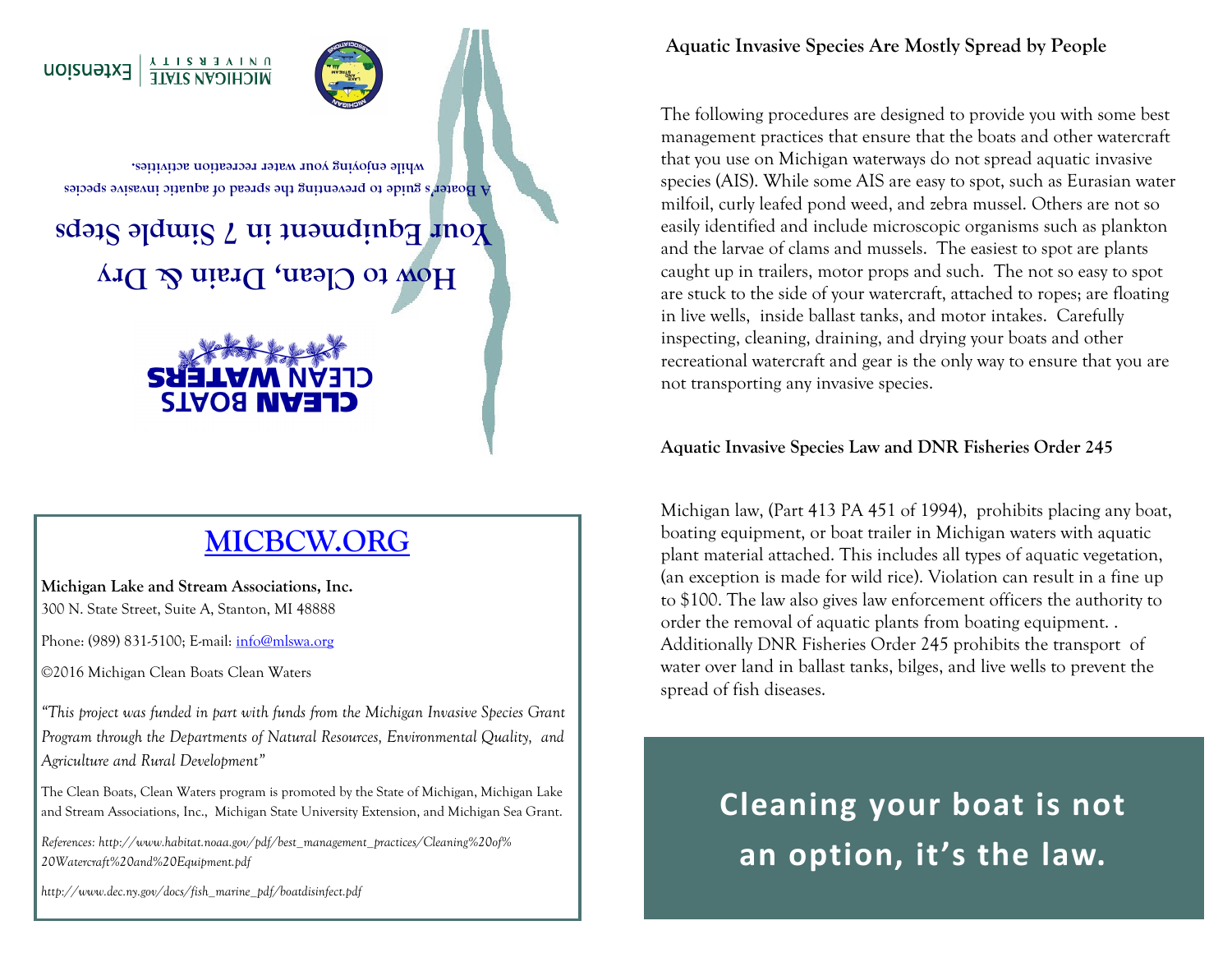# How to Clean, Drain & Dry

## Your Equipment in 7 Simple Steps

A Boater's guide to preventing the spread of aquatic invasive species while enjoying your water recreation activities.

**CLEAN BOATS CLEAN WATERS**

MICHIGAN STATE UNIVERSITY | Extension

## MICBCW.ORG

**Michigan Lake and Stream Associations, Inc.**
300 N. State Street, Suite A, Stanton, MI 48888

Phone: (989) 831-5100; E-mail: info@mlswa.org

©2016 Michigan Clean Boats Clean Waters

*"This project was funded in part with funds from the Michigan Invasive Species Grant Program through the Departments of Natural Resources, Environmental Quality, and Agriculture and Rural Development"*

The Clean Boats, Clean Waters program is promoted by the State of Michigan, Michigan Lake and Stream Associations, Inc., Michigan State University Extension, and Michigan Sea Grant.

*References: http://www.habitat.noaa.gov/pdf/best_management_practices/Cleaning%20of%20Watercraft%20and%20Equipment.pdf*

*http://www.dec.ny.gov/docs/fish_marine_pdf/boatdisinfect.pdf*

**Aquatic Invasive Species Are Mostly Spread by People**

The following procedures are designed to provide you with some best management practices that ensure that the boats and other watercraft that you use on Michigan waterways do not spread aquatic invasive species (AIS). While some AIS are easy to spot, such as Eurasian water milfoil, curly leafed pond weed, and zebra mussel. Others are not so easily identified and include microscopic organisms such as plankton and the larvae of clams and mussels. The easiest to spot are plants caught up in trailers, motor props and such. The not so easy to spot are stuck to the side of your watercraft, attached to ropes; are floating in live wells, inside ballast tanks, and motor intakes. Carefully inspecting, cleaning, draining, and drying your boats and other recreational watercraft and gear is the only way to ensure that you are not transporting any invasive species.

**Aquatic Invasive Species Law and DNR Fisheries Order 245**

Michigan law, (Part 413 PA 451 of 1994), prohibits placing any boat, boating equipment, or boat trailer in Michigan waters with aquatic plant material attached. This includes all types of aquatic vegetation, (an exception is made for wild rice). Violation can result in a fine up to $100. The law also gives law enforcement officers the authority to order the removal of aquatic plants from boating equipment. . Additionally DNR Fisheries Order 245 prohibits the transport of water over land in ballast tanks, bilges, and live wells to prevent the spread of fish diseases.

**Cleaning your boat is not an option, it's the law.**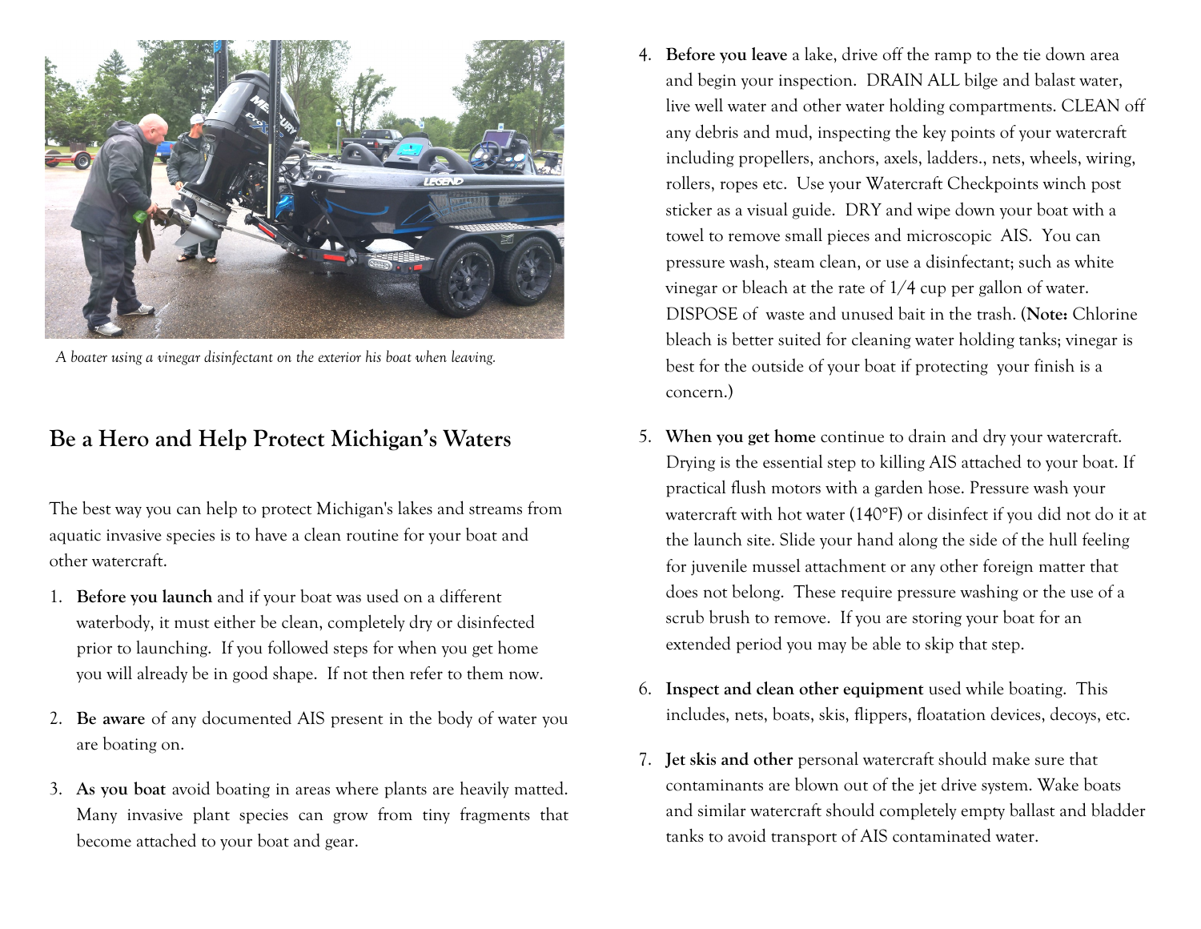*A boater using a vinegar disinfectant on the exterior his boat when leaving.*

## Be a Hero and Help Protect Michigan's Waters

The best way you can help to protect Michigan's lakes and streams from aquatic invasive species is to have a clean routine for your boat and other watercraft.

1. **Before you launch** and if your boat was used on a different waterbody, it must either be clean, completely dry or disinfected prior to launching. If you followed steps for when you get home you will already be in good shape. If not then refer to them now.

2. **Be aware** of any documented AIS present in the body of water you are boating on.

3. **As you boat** avoid boating in areas where plants are heavily matted. Many invasive plant species can grow from tiny fragments that become attached to your boat and gear.

4. **Before you leave** a lake, drive off the ramp to the tie down area and begin your inspection. DRAIN ALL bilge and balast water, live well water and other water holding compartments. CLEAN off any debris and mud, inspecting the key points of your watercraft including propellers, anchors, axels, ladders., nets, wheels, wiring, rollers, ropes etc. Use your Watercraft Checkpoints winch post sticker as a visual guide. DRY and wipe down your boat with a towel to remove small pieces and microscopic AIS. You can pressure wash, steam clean, or use a disinfectant; such as white vinegar or bleach at the rate of 1/4 cup per gallon of water. DISPOSE of waste and unused bait in the trash. (**Note:** Chlorine bleach is better suited for cleaning water holding tanks; vinegar is best for the outside of your boat if protecting your finish is a concern.)

5. **When you get home** continue to drain and dry your watercraft. Drying is the essential step to killing AIS attached to your boat. If practical flush motors with a garden hose. Pressure wash your watercraft with hot water (140°F) or disinfect if you did not do it at the launch site. Slide your hand along the side of the hull feeling for juvenile mussel attachment or any other foreign matter that does not belong. These require pressure washing or the use of a scrub brush to remove. If you are storing your boat for an extended period you may be able to skip that step.

6. **Inspect and clean other equipment** used while boating. This includes, nets, boats, skis, flippers, floatation devices, decoys, etc.

7. **Jet skis and other** personal watercraft should make sure that contaminants are blown out of the jet drive system. Wake boats and similar watercraft should completely empty ballast and bladder tanks to avoid transport of AIS contaminated water.